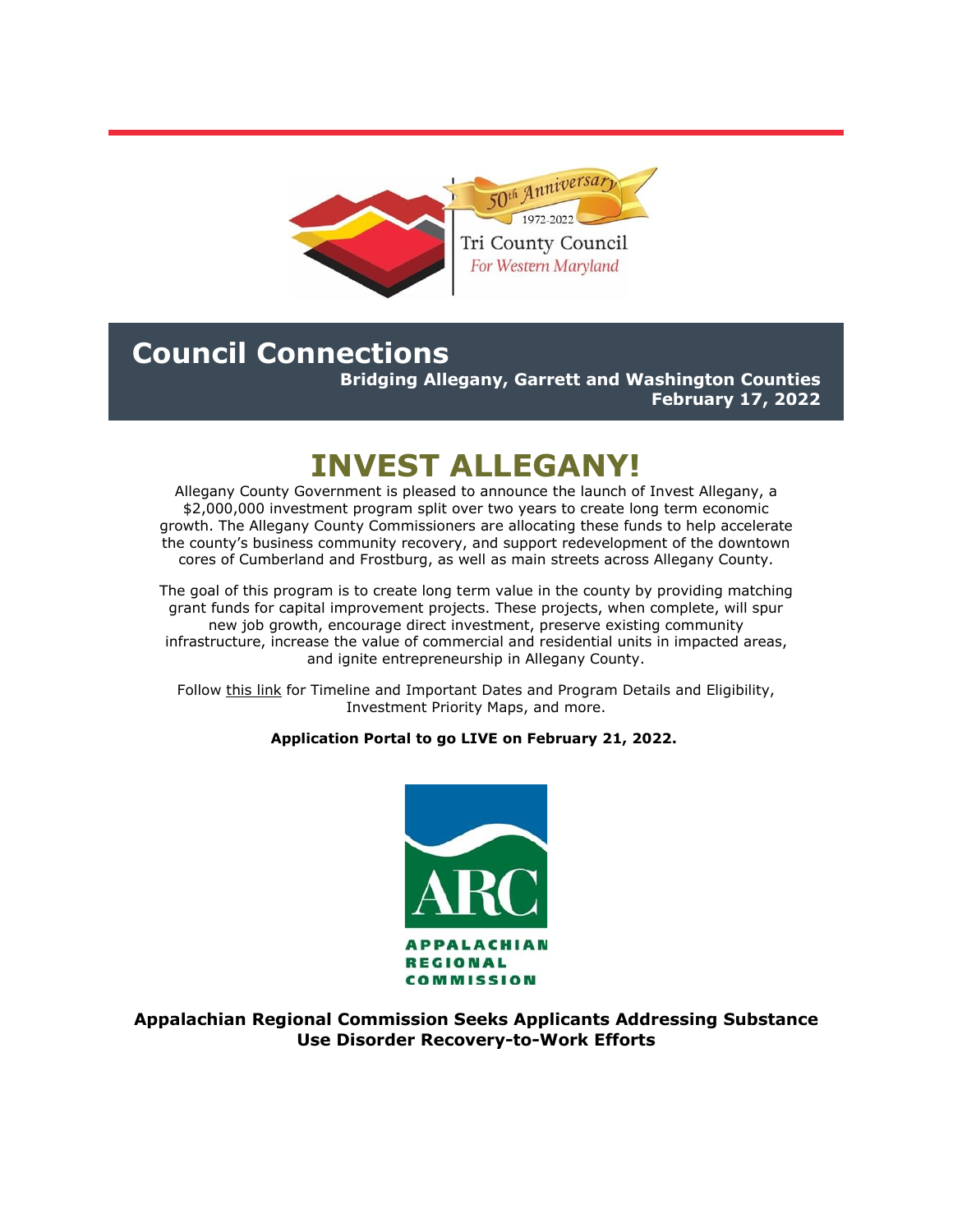Tri County Council For Western Maryland

50th Anniversary 1972-2022

# Council Connections

**Bridging Allegany, Garrett and Washington Counties**
**February 17, 2022**

## INVEST ALLEGANY!

Allegany County Government is pleased to announce the launch of Invest Allegany, a $2,000,000 investment program split over two years to create long term economic growth. The Allegany County Commissioners are allocating these funds to help accelerate the county's business community recovery, and support redevelopment of the downtown cores of Cumberland and Frostburg, as well as main streets across Allegany County.

The goal of this program is to create long term value in the county by providing matching grant funds for capital improvement projects. These projects, when complete, will spur new job growth, encourage direct investment, preserve existing community infrastructure, increase the value of commercial and residential units in impacted areas, and ignite entrepreneurship in Allegany County.

Follow this link for Timeline and Important Dates and Program Details and Eligibility, Investment Priority Maps, and more.

**Application Portal to go LIVE on February 21, 2022.**

ARC APPALACHIAN REGIONAL COMMISSION

**Appalachian Regional Commission Seeks Applicants Addressing Substance Use Disorder Recovery-to-Work Efforts**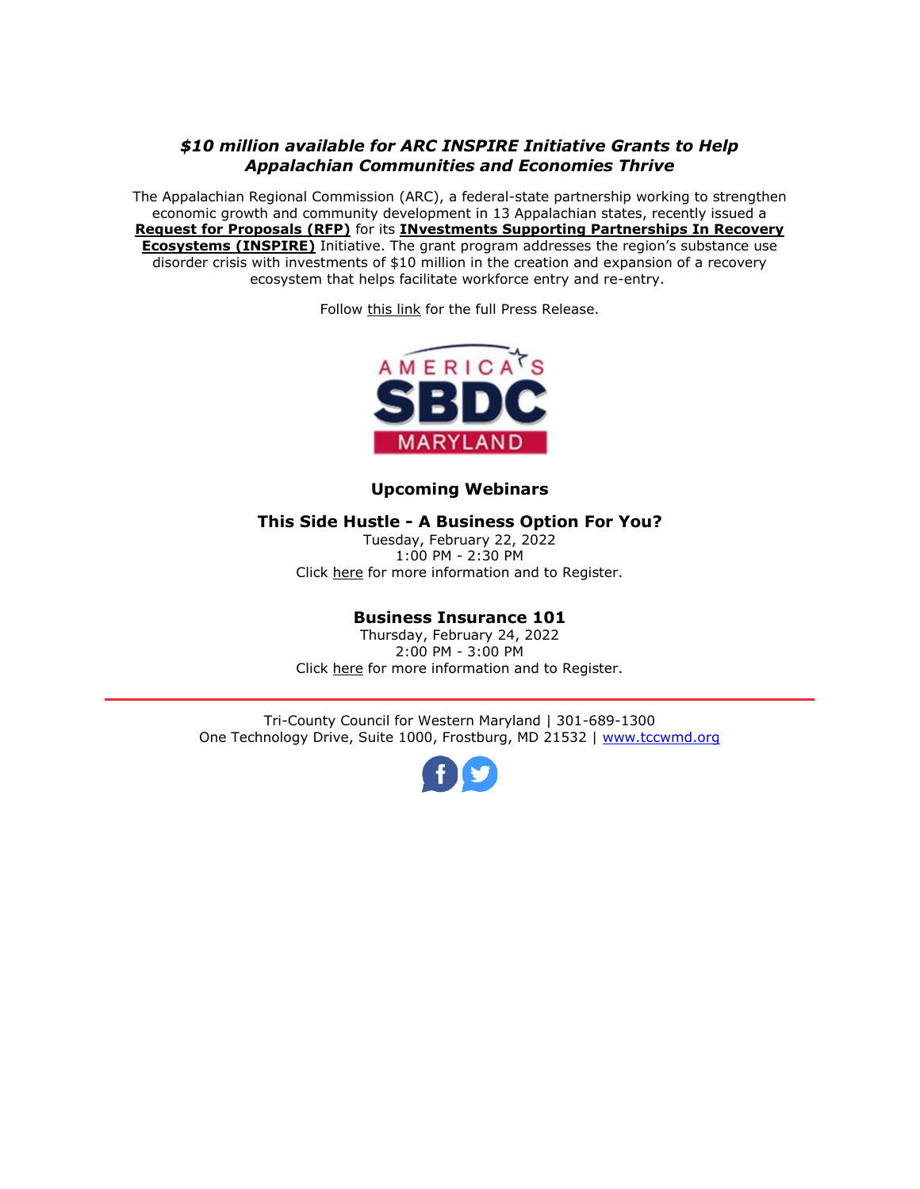***$10 million available for ARC INSPIRE Initiative Grants to Help Appalachian Communities and Economies Thrive***

The Appalachian Regional Commission (ARC), a federal-state partnership working to strengthen economic growth and community development in 13 Appalachian states, recently issued a **Request for Proposals (RFP)** for its **INvestments Supporting Partnerships In Recovery Ecosystems (INSPIRE)** Initiative. The grant program addresses the region's substance use disorder crisis with investments of $10 million in the creation and expansion of a recovery ecosystem that helps facilitate workforce entry and re-entry.

Follow this link for the full Press Release.

AMERICA'S SBDC MARYLAND

## Upcoming Webinars

### This Side Hustle - A Business Option For You?

Tuesday, February 22, 2022
1:00 PM - 2:30 PM
Click here for more information and to Register.

### Business Insurance 101

Thursday, February 24, 2022
2:00 PM - 3:00 PM
Click here for more information and to Register.

---

Tri-County Council for Western Maryland | 301-689-1300
One Technology Drive, Suite 1000, Frostburg, MD 21532 | www.tccwmd.org